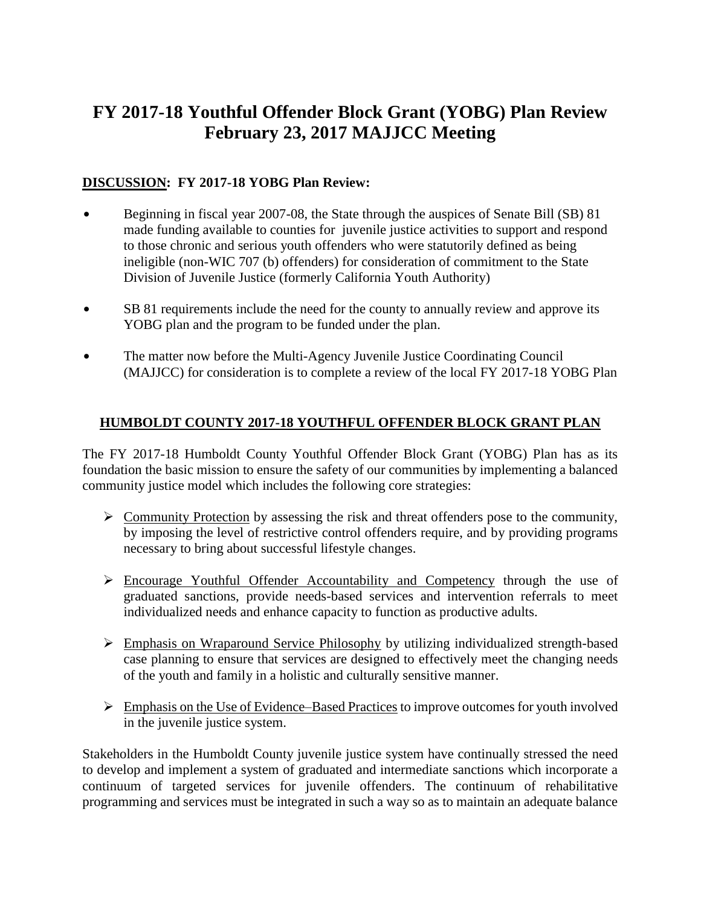# FY 2017-18 Youthful Offender Block Grant (YOBG) Plan Review February 23, 2017 MAJJCC Meeting

**DISCUSSION: FY 2017-18 YOBG Plan Review:**

- Beginning in fiscal year 2007-08, the State through the auspices of Senate Bill (SB) 81 made funding available to counties for juvenile justice activities to support and respond to those chronic and serious youth offenders who were statutorily defined as being ineligible (non-WIC 707 (b) offenders) for consideration of commitment to the State Division of Juvenile Justice (formerly California Youth Authority)
- SB 81 requirements include the need for the county to annually review and approve its YOBG plan and the program to be funded under the plan.
- The matter now before the Multi-Agency Juvenile Justice Coordinating Council (MAJJCC) for consideration is to complete a review of the local FY 2017-18 YOBG Plan

## HUMBOLDT COUNTY 2017-18 YOUTHFUL OFFENDER BLOCK GRANT PLAN

The FY 2017-18 Humboldt County Youthful Offender Block Grant (YOBG) Plan has as its foundation the basic mission to ensure the safety of our communities by implementing a balanced community justice model which includes the following core strategies:

- Community Protection by assessing the risk and threat offenders pose to the community, by imposing the level of restrictive control offenders require, and by providing programs necessary to bring about successful lifestyle changes.
- Encourage Youthful Offender Accountability and Competency through the use of graduated sanctions, provide needs-based services and intervention referrals to meet individualized needs and enhance capacity to function as productive adults.
- Emphasis on Wraparound Service Philosophy by utilizing individualized strength-based case planning to ensure that services are designed to effectively meet the changing needs of the youth and family in a holistic and culturally sensitive manner.
- Emphasis on the Use of Evidence–Based Practices to improve outcomes for youth involved in the juvenile justice system.

Stakeholders in the Humboldt County juvenile justice system have continually stressed the need to develop and implement a system of graduated and intermediate sanctions which incorporate a continuum of targeted services for juvenile offenders. The continuum of rehabilitative programming and services must be integrated in such a way so as to maintain an adequate balance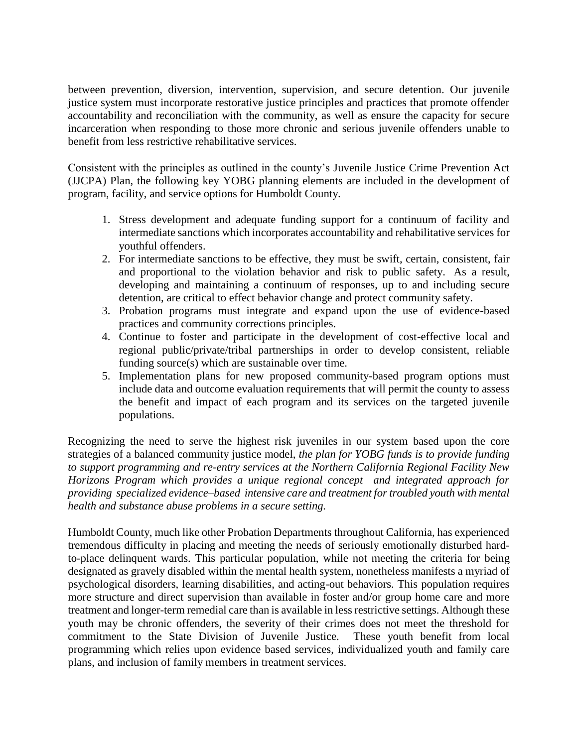between prevention, diversion, intervention, supervision, and secure detention. Our juvenile justice system must incorporate restorative justice principles and practices that promote offender accountability and reconciliation with the community, as well as ensure the capacity for secure incarceration when responding to those more chronic and serious juvenile offenders unable to benefit from less restrictive rehabilitative services.

Consistent with the principles as outlined in the county's Juvenile Justice Crime Prevention Act (JJCPA) Plan, the following key YOBG planning elements are included in the development of program, facility, and service options for Humboldt County.

1. Stress development and adequate funding support for a continuum of facility and intermediate sanctions which incorporates accountability and rehabilitative services for youthful offenders.
2. For intermediate sanctions to be effective, they must be swift, certain, consistent, fair and proportional to the violation behavior and risk to public safety. As a result, developing and maintaining a continuum of responses, up to and including secure detention, are critical to effect behavior change and protect community safety.
3. Probation programs must integrate and expand upon the use of evidence-based practices and community corrections principles.
4. Continue to foster and participate in the development of cost-effective local and regional public/private/tribal partnerships in order to develop consistent, reliable funding source(s) which are sustainable over time.
5. Implementation plans for new proposed community-based program options must include data and outcome evaluation requirements that will permit the county to assess the benefit and impact of each program and its services on the targeted juvenile populations.

Recognizing the need to serve the highest risk juveniles in our system based upon the core strategies of a balanced community justice model, *the plan for YOBG funds is to provide funding to support programming and re-entry services at the Northern California Regional Facility New Horizons Program which provides a unique regional concept and integrated approach for providing specialized evidence–based intensive care and treatment for troubled youth with mental health and substance abuse problems in a secure setting.*

Humboldt County, much like other Probation Departments throughout California, has experienced tremendous difficulty in placing and meeting the needs of seriously emotionally disturbed hard-to-place delinquent wards. This particular population, while not meeting the criteria for being designated as gravely disabled within the mental health system, nonetheless manifests a myriad of psychological disorders, learning disabilities, and acting-out behaviors. This population requires more structure and direct supervision than available in foster and/or group home care and more treatment and longer-term remedial care than is available in less restrictive settings. Although these youth may be chronic offenders, the severity of their crimes does not meet the threshold for commitment to the State Division of Juvenile Justice. These youth benefit from local programming which relies upon evidence based services, individualized youth and family care plans, and inclusion of family members in treatment services.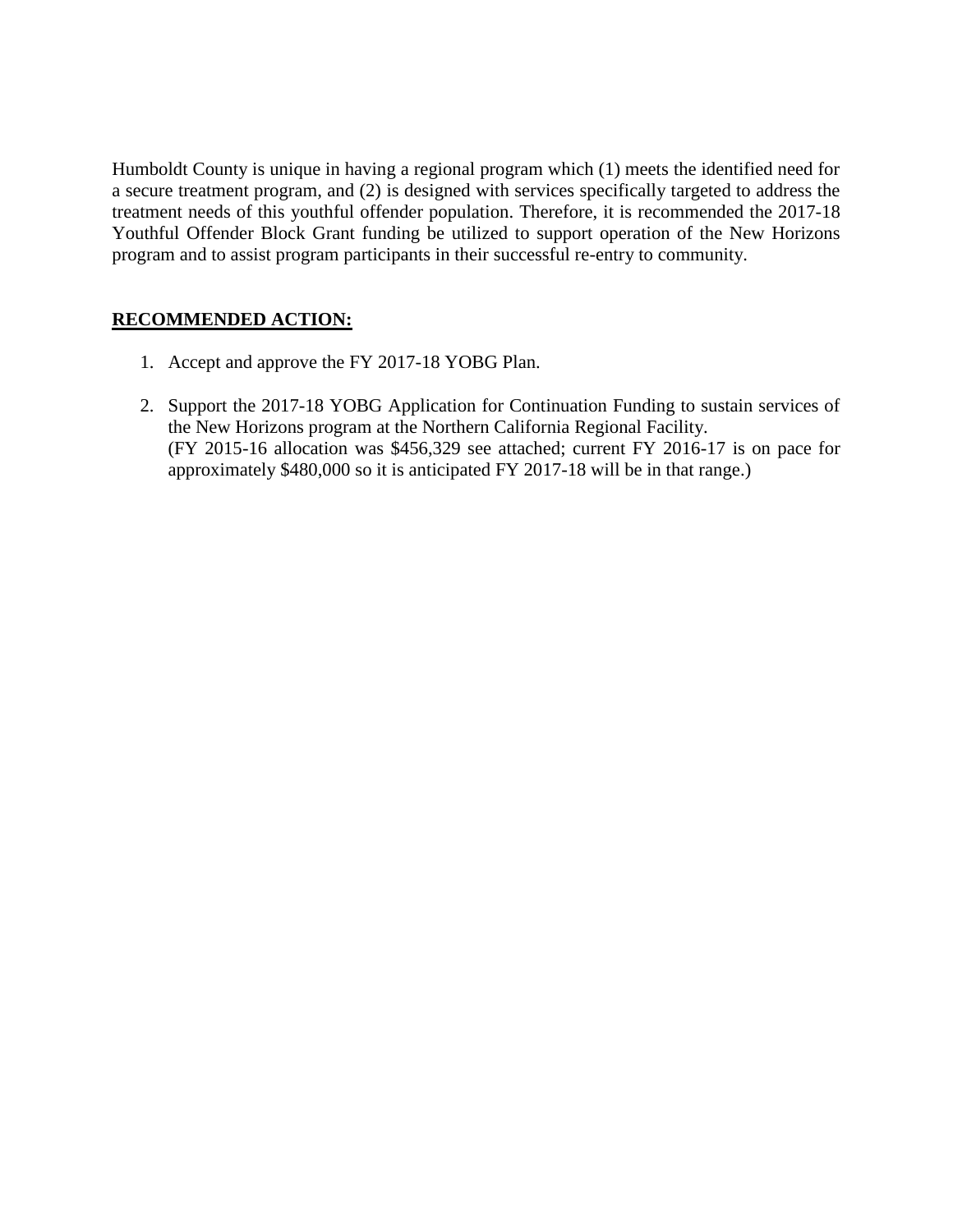Humboldt County is unique in having a regional program which (1) meets the identified need for a secure treatment program, and (2) is designed with services specifically targeted to address the treatment needs of this youthful offender population. Therefore, it is recommended the 2017-18 Youthful Offender Block Grant funding be utilized to support operation of the New Horizons program and to assist program participants in their successful re-entry to community.

**RECOMMENDED ACTION:**

1. Accept and approve the FY 2017-18 YOBG Plan.

2. Support the 2017-18 YOBG Application for Continuation Funding to sustain services of the New Horizons program at the Northern California Regional Facility.
   (FY 2015-16 allocation was $456,329 see attached; current FY 2016-17 is on pace for approximately $480,000 so it is anticipated FY 2017-18 will be in that range.)